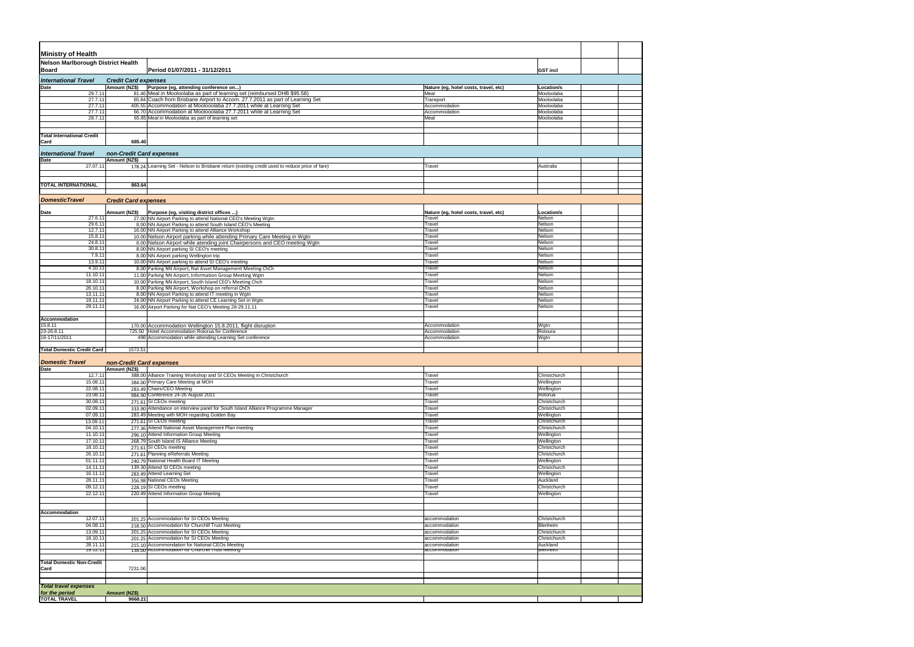| Ministry of Health | | | | | | |
|---|---|---|---|---|---|---|
| **Nelson Marlborough District Health Board** | | **Period 01/07/2011 - 31/12/2011** | | **GST incl** | | |
| ***International Travel*** | ***Credit Card expenses*** | | | | | |
| **Date** | **Amount (NZ$)** | **Purpose (eg, attending conference on...)** | **Nature (eg, hotel costs, travel, etc)** | **Location/s** | | |
| 29.7.11 | 81.46 | Meal in Mooloolaba as part of learning set (reimbursed DHB $95.58) | Meal | Mooloolaba | | |
| 27.7.11 | 65.84 | Coach from Brisbane Airport to Accom. 27.7.2011 as part of Learning Set | Transport | Mooloolaba | | |
| 27.7.11 | 405.55 | Accommodation at Mooloolaba 27.7.2011 while at Learning Set | Accommodation | Mooloolaba | | |
| 27.7.11 | 66.70 | Accommodation at Mooloolaba 27.7.2011 while at Learning Set | Accommodation | Mooloolaba | | |
| 28.7.11 | 65.85 | Meal in Mooloolaba as part of learning set | Meal | Mooloolaba | | |
| **Total International Credit Card** | **685.40** | | | | | |
| ***International Travel*** | ***non-Credit Card expenses*** | | | | | |
| **Date** | **Amount (NZ$)** | | | | | |
| 27.07.11 | 178.24 | Learning Set - Nelson to Brisbane return (existing credit used to reduce price of fare) | Travel | Australia | | |
| **TOTAL INTERNATIONAL** | **863.64** | | | | | |
| ***DomesticTravel*** | ***Credit Card expenses*** | | | | | |
| **Date** | **Amount (NZ$)** | **Purpose (eg, visiting district offices ...)** | **Nature (eg, hotel costs, travel, etc)** | **Location/s** | | |
| 27.6.11 | 27.00 | NN Airport Parking to attend National CEO's Meeting Wgtn | Travel | Nelson | | |
| 29.6.11 | 8.00 | NN Airport Parking to attend South Island CEO's Meeting | Travel | Nelson | | |
| 12.7.11 | 16.00 | NN Airport Parking to attend Alliance Workshop | Travel | Nelson | | |
| 15.8.11 | 10.00 | Nelson Airport parking while attending Primary Care Meeting in Wgtn | Travel | Nelson | | |
| 24.8.11 | 8.00 | Nelson Airport while atending joint Chairpersons and CEO meeting Wgtn | Travel | Nelson | | |
| 30.8.11 | 8.00 | NN Airport parking SI CEO's meeting | Travel | Nelson | | |
| 7.9.11 | 8.00 | NN Airport parking Wellington trip | Travel | Nelson | | |
| 13.9.11 | 10.00 | NN Airport parking to attend SI CEO's meeting | Travel | Nelson | | |
| 4.10.11 | 8.00 | Parking NN Airport, Nat Asset Management Meeting ChCh | Travel | Nelson | | |
| 11.10.11 | 11.00 | Parking NN Airport, Information Group Meeting Wgtn | Travel | Nelson | | |
| 18.10.11 | 10.00 | Parking NN Airport, South Island CEO's Meeting Chch | Travel | Nelson | | |
| 26.10.11 | 8.00 | Parking NN Airport, Workshop on referral ChCh | Travel | Nelson | | |
| 13.11.11 | 8.00 | NN Airport Parking to attend IT meeting in Wgtn | Travel | Nelson | | |
| 19.11.11 | 24.00 | NN Airport Parking to attend CE Learning Set in Wgtn | Travel | Nelson | | |
| 29.11.11 | 16.00 | Airport Parking for Nat CEO's Meeting 28-29.11.11 | Travel | Nelson | | |
| **Accommodation** | | | | | | |
| 15.8.11 | 170.00 | Accommodation Wellington 15.8.2011, flight disrupton | Accommodation | Wgtn | | |
| 23-26.8.11 | 725.50 | Hotel Accommodation Rotorua for Conference | Accommodation | Rotoura | | |
| 16-17/11/2011 | 498 | Accommodation while attending Learning Set conference | Accommodation | Wgtn | | |
| **Total Domestic Credit Card** | 1573.51 | | | | | |
| ***Domestic Travel*** | ***non-Credit Card expenses*** | | | | | |
| **Date** | **Amount (NZ$)** | | | | | |
| 12.7.11 | 388.00 | Alliance Training Workshop and SI CEOs Meeting in Christchurch | Travel | Christchurch | | |
| 15.08.11 | 384.00 | Primary Care Meeting at MOH | Travel | Wellington | | |
| 22.08.11 | 283.49 | Chairs/CEO Meeting | Travel | Wellington | | |
| 23.08.11 | 984.90 | Conference 24-26 August 2011 | Travel | Rotorua | | |
| 30.08.11 | 271.61 | SI CEOs meeting | Travel | Christchurch | | |
| 02.09.11 | 333.90 | Attendance on interview panel for South Island Alliance Programme Manager | Travel | Christchurch | | |
| 07.09.11 | 283.49 | Meeting with MOH regarding Golden Bay | Travel | Wellington | | |
| 13.09.11 | 271.61 | SI CEOs meeting | Travel | Christchurch | | |
| 04.10.11 | 277.36 | Attend National Asset Management Plan meeting | Travel | Christchurch | | |
| 11.10.11 | 296.10 | Attend Information Group Meeting | Travel | Wellington | | |
| 17.10.11 | 268.79 | South Island IS Alliance Meeting | Travel | Wellington | | |
| 18.10.11 | 271.61 | SI CEOs meeting | Travel | Christchurch | | |
| 26.10.11 | 271.61 | Planning eReferrals Meeting | Travel | Christchurch | | |
| 01.11.11 | 240.79 | National Health Board IT Meeting | Travel | Wellington | | |
| 14.11.11 | 139.30 | Attend SI CEOs meeting | Travel | Christchurch | | |
| 16.11.11 | 283.49 | Attend Learning Set | Travel | Wellington | | |
| 28.11.11 | 356.98 | National CEOs Meeting | Travel | Auckland | | |
| 09.12.11 | 228.19 | SI CEOs meeting | Travel | Christchurch | | |
| 22.12.11 | 220.49 | Attend Information Group Meeting | Travel | Wellington | | |
| **Accommodation** | | | | | | |
| 12.07.11 | 201.25 | Accommodation for SI CEOs Meeting | accommodation | Christchurch | | |
| 04.08.11 | 218.50 | Accommodation for Churchill Trust Meeting | accommodation | Blenheim | | |
| 13.09.11 | 201.25 | Accommodation for SI CEOs Meeting | accommodation | Christchurch | | |
| 18.10.11 | 201.25 | Accommodation for SI CEOs Meeting | accommodation | Christchurch | | |
| 28.11.11 | 215.10 | Accommodation for National CEOs Meeting | accommodation | Auckland | | |
| 19.12.11 | 138.00 | Accommodation for Churchill Trust Meeting | accommodation | Blenheim | | |
| **Total Domestic Non-Credit Card** | 7231.06 | | | | | |
| ***Total travel expenses for the period*** | **Amount (NZ$)** | | | | | |
| **TOTAL TRAVEL** | **9668.21** | | | | | |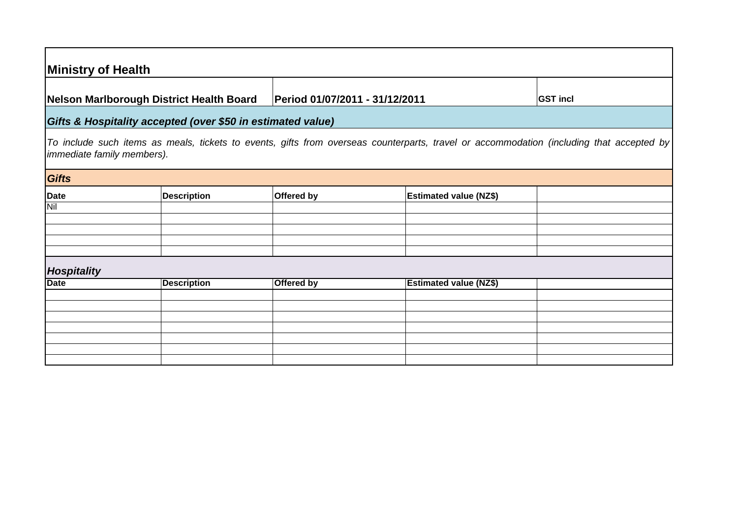# Ministry of Health

**Nelson Marlborough District Health Board** | **Period 01/07/2011 - 31/12/2011** | **GST incl**

## *Gifts & Hospitality accepted (over $50 in estimated value)*

*To include such items as meals, tickets to events, gifts from overseas counterparts, travel or accommodation (including that accepted by immediate family members).*

### *Gifts*

| Date | Description | Offered by | Estimated value (NZ$) | |
|---|---|---|---|---|
| Nil | | | | |
| | | | | |
| | | | | |
| | | | | |
| | | | | |

### *Hospitality*

| Date | Description | Offered by | Estimated value (NZ$) | |
|---|---|---|---|---|
| | | | | |
| | | | | |
| | | | | |
| | | | | |
| | | | | |
| | | | | |
| | | | | |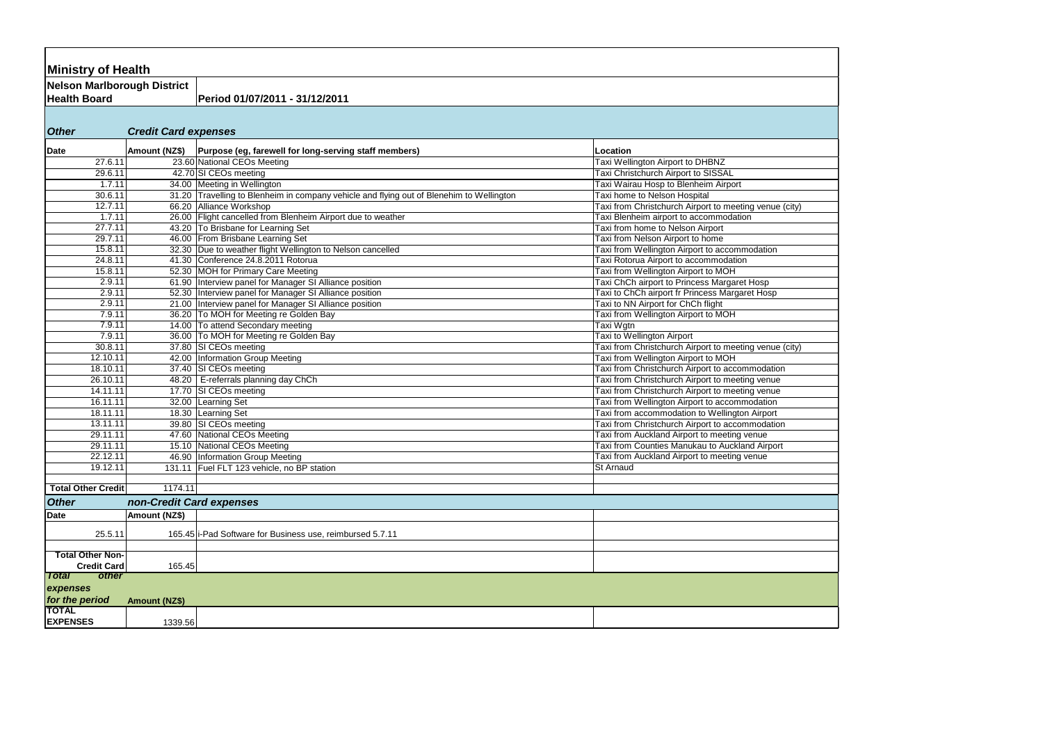**Ministry of Health**

**Nelson Marlborough District Health Board** — **Period 01/07/2011 - 31/12/2011**

| *Other* | *Credit Card expenses* | | |
|---|---|---|---|
| **Date** | **Amount (NZ$)** | **Purpose (eg, farewell for long-serving staff members)** | **Location** |
| 27.6.11 | 23.60 | National CEOs Meeting | Taxi Wellington Airport to DHBNZ |
| 29.6.11 | 42.70 | SI CEOs meeting | Taxi Christchurch Airport to SISSAL |
| 1.7.11 | 34.00 | Meeting in Wellington | Taxi Wairau Hosp to Blenheim Airport |
| 30.6.11 | 31.20 | Travelling to Blenheim in company vehicle and flying out of Blenehim to Wellington | Taxi home to Nelson Hospital |
| 12.7.11 | 66.20 | Alliance Workshop | Taxi from Christchurch Airport to meeting venue (city) |
| 1.7.11 | 26.00 | Flight cancelled from Blenheim Airport due to weather | Taxi Blenheim airport to accommodation |
| 27.7.11 | 43.20 | To Brisbane for Learning Set | Taxi from home to Nelson Airport |
| 29.7.11 | 46.00 | From Brisbane Learning Set | Taxi from Nelson Airport to home |
| 15.8.11 | 32.30 | Due to weather flight Wellington to Nelson cancelled | Taxi from Wellington Airport to accommodation |
| 24.8.11 | 41.30 | Conference 24.8.2011 Rotorua | Taxi Rotorua Airport to accommodation |
| 15.8.11 | 52.30 | MOH for Primary Care Meeting | Taxi from Wellington Airport to MOH |
| 2.9.11 | 61.90 | Interview panel for Manager SI Alliance position | Taxi ChCh airport to Princess Margaret Hosp |
| 2.9.11 | 52.30 | Interview panel for Manager SI Alliance position | Taxi to ChCh airport fr Princess Margaret Hosp |
| 2.9.11 | 21.00 | Interview panel for Manager SI Alliance position | Taxi to NN Airport for ChCh flight |
| 7.9.11 | 36.20 | To MOH for Meeting re Golden Bay | Taxi from Wellington Airport to MOH |
| 7.9.11 | 14.00 | To attend Secondary meeting | Taxi Wgtn |
| 7.9.11 | 36.00 | To MOH for Meeting re Golden Bay | Taxi to Wellington Airport |
| 30.8.11 | 37.80 | SI CEOs meeting | Taxi from Christchurch Airport to meeting venue (city) |
| 12.10.11 | 42.00 | Information Group Meeting | Taxi from Wellington Airport to MOH |
| 18.10.11 | 37.40 | SI CEOs meeting | Taxi from Christchurch Airport to accommodation |
| 26.10.11 | 48.20 | E-referrals planning day ChCh | Taxi from Christchurch Airport to meeting venue |
| 14.11.11 | 17.70 | SI CEOs meeting | Taxi from Christchurch Airport to meeting venue |
| 16.11.11 | 32.00 | Learning Set | Taxi from Wellington Airport to accommodation |
| 18.11.11 | 18.30 | Learning Set | Taxi from accommodation to Wellington Airport |
| 13.11.11 | 39.80 | SI CEOs meeting | Taxi from Christchurch Airport to accommodation |
| 29.11.11 | 47.60 | National CEOs Meeting | Taxi from Auckland Airport to meeting venue |
| 29.11.11 | 15.10 | National CEOs Meeting | Taxi from Counties Manukau to Auckland Airport |
| 22.12.11 | 46.90 | Information Group Meeting | Taxi from Auckland Airport to meeting venue |
| 19.12.11 | 131.11 | Fuel FLT 123 vehicle, no BP station | St Arnaud |
| | | | |
| **Total Other Credit** | 1174.11 | | |

| *Other* | *non-Credit Card expenses* | | |
|---|---|---|---|
| **Date** | **Amount (NZ$)** | | |
| 25.5.11 | 165.45 | i-Pad Software for Business use, reimbursed 5.7.11 | |
| | | | |
| **Total Other Non-Credit Card** | 165.45 | | |

| *Total other expenses for the period* | *Amount (NZ$)* | | |
|---|---|---|---|
| **TOTAL EXPENSES** | 1339.56 | | |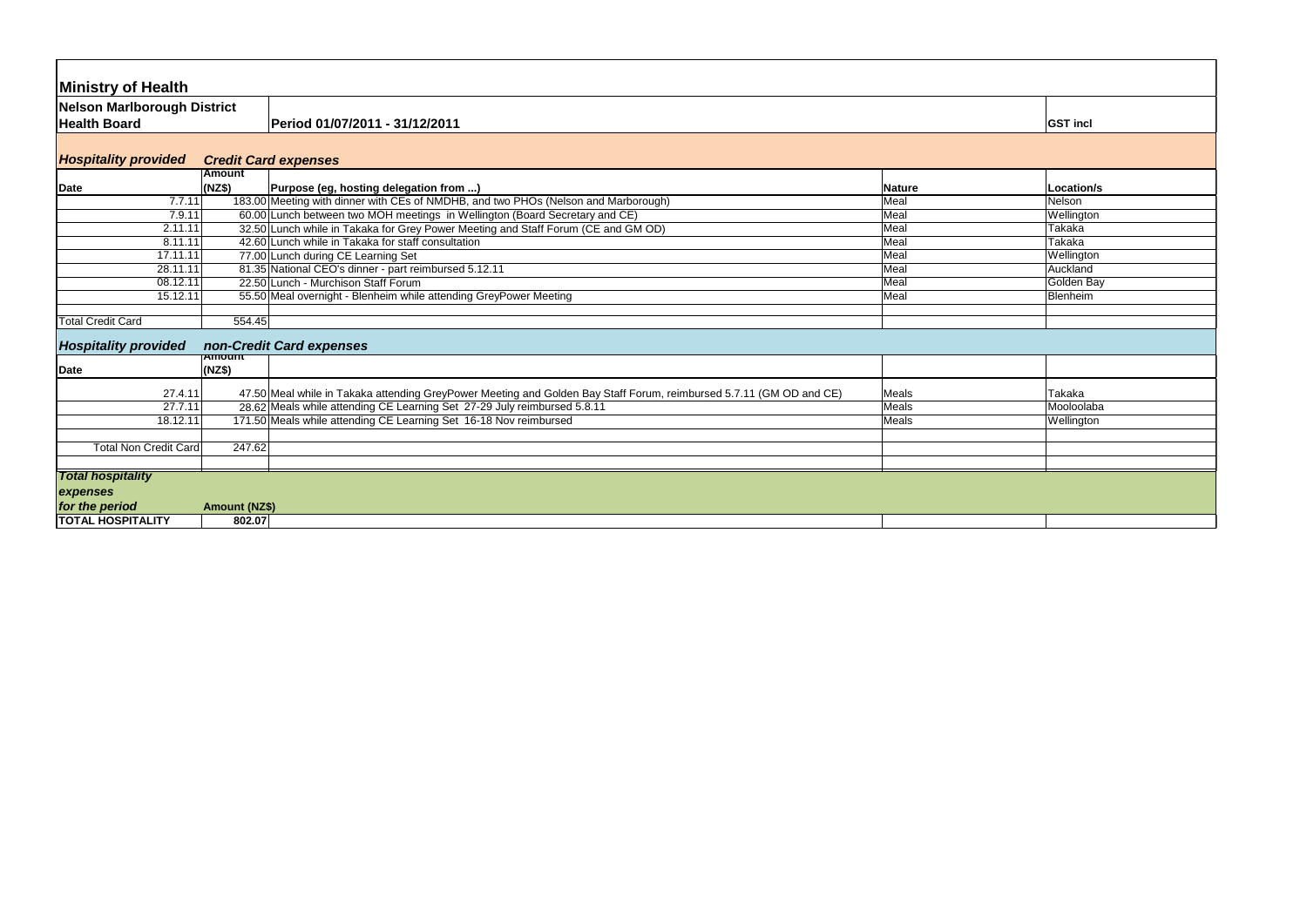## Ministry of Health

**Nelson Marlborough District Health Board** | **Period 01/07/2011 - 31/12/2011** | **GST incl**

### *Hospitality provided* — *Credit Card expenses*

| Date | Amount (NZ$) | Purpose (eg, hosting delegation from ...) | Nature | Location/s |
|---|---|---|---|---|
| 7.7.11 | 183.00 | Meeting with dinner with CEs of NMDHB, and two PHOs (Nelson and Marborough) | Meal | Nelson |
| 7.9.11 | 60.00 | Lunch between two MOH meetings in Wellington (Board Secretary and CE) | Meal | Wellington |
| 2.11.11 | 32.50 | Lunch while in Takaka for Grey Power Meeting and Staff Forum (CE and GM OD) | Meal | Takaka |
| 8.11.11 | 42.60 | Lunch while in Takaka for staff consultation | Meal | Takaka |
| 17.11.11 | 77.00 | Lunch during CE Learning Set | Meal | Wellington |
| 28.11.11 | 81.35 | National CEO's dinner - part reimbursed 5.12.11 | Meal | Auckland |
| 08.12.11 | 22.50 | Lunch - Murchison Staff Forum | Meal | Golden Bay |
| 15.12.11 | 55.50 | Meal overnight - Blenheim while attending GreyPower Meeting | Meal | Blenheim |
| | | | | |
| Total Credit Card | 554.45 | | | |

### *Hospitality provided* — *non-Credit Card expenses*

| Date | Amount (NZ$) | | | |
|---|---|---|---|---|
| 27.4.11 | 47.50 | Meal while in Takaka attending GreyPower Meeting and Golden Bay Staff Forum, reimbursed 5.7.11 (GM OD and CE) | Meals | Takaka |
| 27.7.11 | 28.62 | Meals while attending CE Learning Set 27-29 July reimbursed 5.8.11 | Meals | Mooloolaba |
| 18.12.11 | 171.50 | Meals while attending CE Learning Set 16-18 Nov reimbursed | Meals | Wellington |
| | | | | |
| Total Non Credit Card | 247.62 | | | |

| *Total hospitality expenses for the period* | Amount (NZ$) | | | |
|---|---|---|---|---|
| **TOTAL HOSPITALITY** | **802.07** | | | |